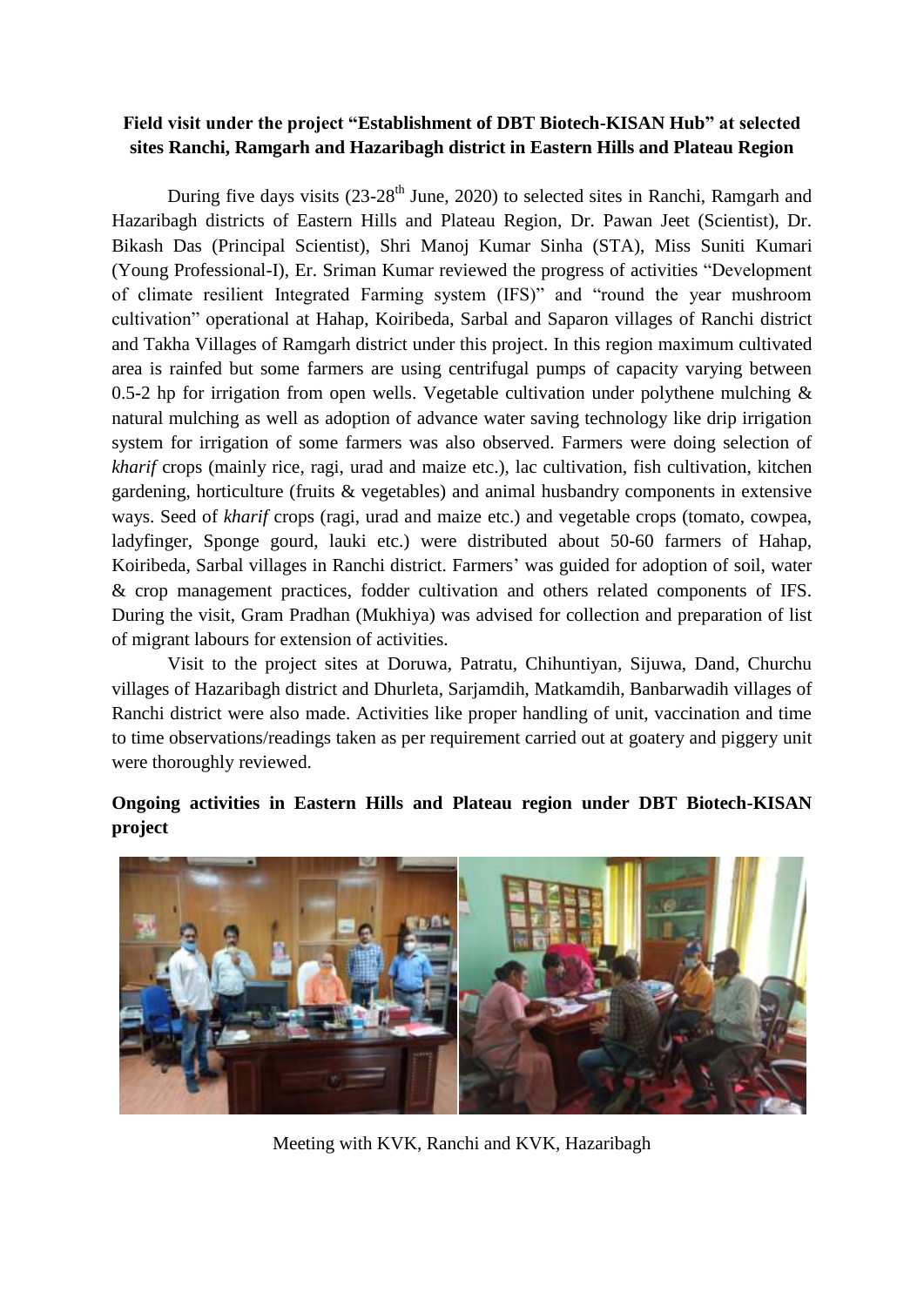**Field visit under the project "Establishment of DBT Biotech-KISAN Hub" at selected sites Ranchi, Ramgarh and Hazaribagh district in Eastern Hills and Plateau Region**

During five days visits (23-28th June, 2020) to selected sites in Ranchi, Ramgarh and Hazaribagh districts of Eastern Hills and Plateau Region, Dr. Pawan Jeet (Scientist), Dr. Bikash Das (Principal Scientist), Shri Manoj Kumar Sinha (STA), Miss Suniti Kumari (Young Professional-I), Er. Sriman Kumar reviewed the progress of activities "Development of climate resilient Integrated Farming system (IFS)" and "round the year mushroom cultivation" operational at Hahap, Koiribeda, Sarbal and Saparon villages of Ranchi district and Takha Villages of Ramgarh district under this project. In this region maximum cultivated area is rainfed but some farmers are using centrifugal pumps of capacity varying between 0.5-2 hp for irrigation from open wells. Vegetable cultivation under polythene mulching & natural mulching as well as adoption of advance water saving technology like drip irrigation system for irrigation of some farmers was also observed. Farmers were doing selection of *kharif* crops (mainly rice, ragi, urad and maize etc.), lac cultivation, fish cultivation, kitchen gardening, horticulture (fruits & vegetables) and animal husbandry components in extensive ways. Seed of *kharif* crops (ragi, urad and maize etc.) and vegetable crops (tomato, cowpea, ladyfinger, Sponge gourd, lauki etc.) were distributed about 50-60 farmers of Hahap, Koiribeda, Sarbal villages in Ranchi district. Farmers' was guided for adoption of soil, water & crop management practices, fodder cultivation and others related components of IFS. During the visit, Gram Pradhan (Mukhiya) was advised for collection and preparation of list of migrant labours for extension of activities.

Visit to the project sites at Doruwa, Patratu, Chihuntiyan, Sijuwa, Dand, Churchu villages of Hazaribagh district and Dhurleta, Sarjamdih, Matkamdih, Banbarwadih villages of Ranchi district were also made. Activities like proper handling of unit, vaccination and time to time observations/readings taken as per requirement carried out at goatery and piggery unit were thoroughly reviewed.

**Ongoing activities in Eastern Hills and Plateau region under DBT Biotech-KISAN project**

Meeting with KVK, Ranchi and KVK, Hazaribagh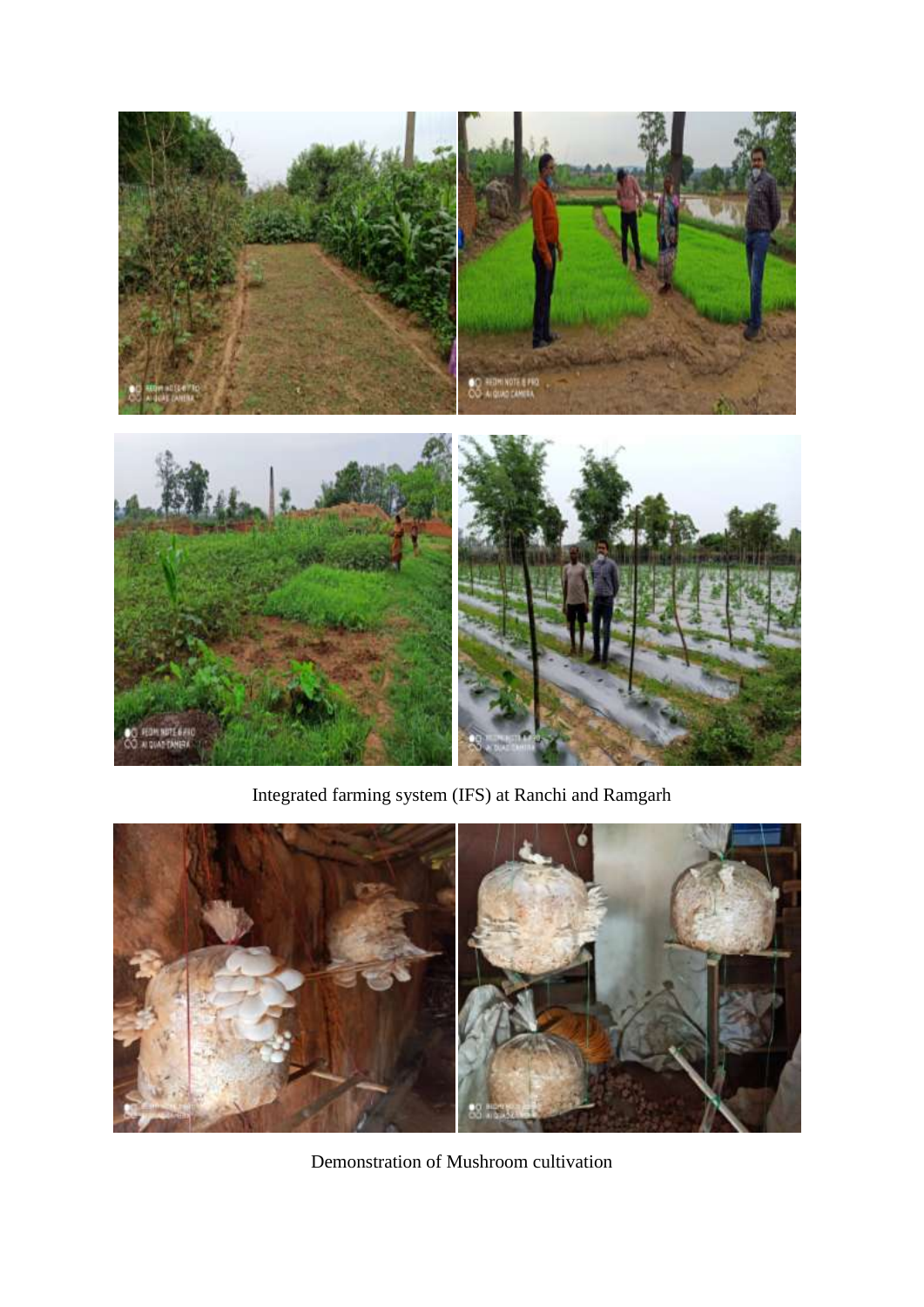Integrated farming system (IFS) at Ranchi and Ramgarh

Demonstration of Mushroom cultivation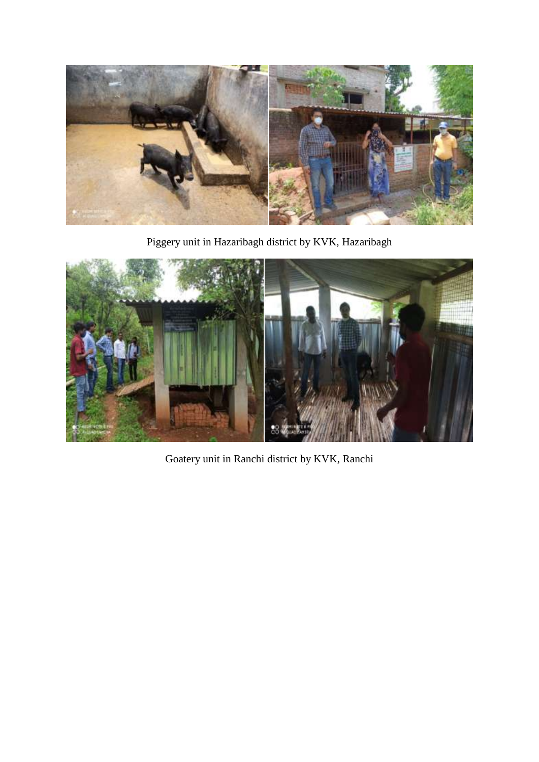Piggery unit in Hazaribagh district by KVK, Hazaribagh

Goatery unit in Ranchi district by KVK, Ranchi